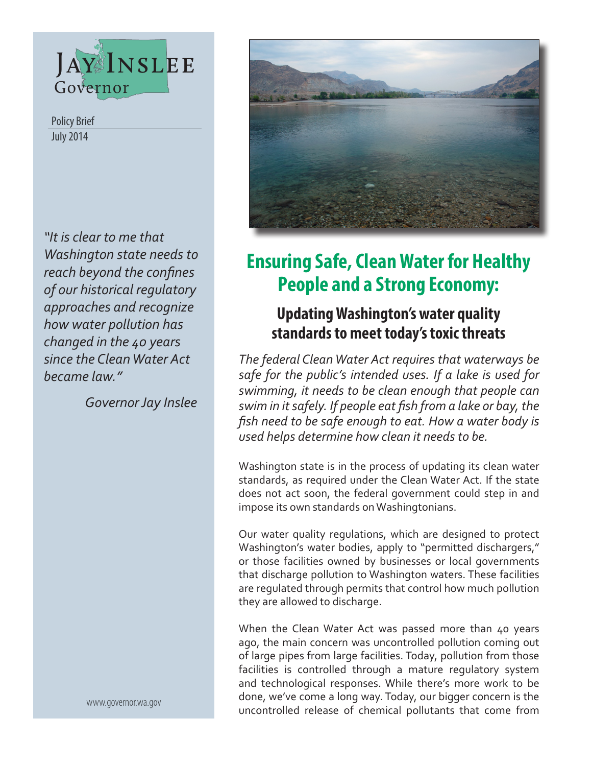Jay Inslee
Governor

Policy Brief
July 2014

*"It is clear to me that Washington state needs to reach beyond the confines of our historical regulatory approaches and recognize how water pollution has changed in the 40 years since the Clean Water Act became law."*

*Governor Jay Inslee*

www.governor.wa.gov

# Ensuring Safe, Clean Water for Healthy People and a Strong Economy:

## Updating Washington's water quality standards to meet today's toxic threats

*The federal Clean Water Act requires that waterways be safe for the public's intended uses. If a lake is used for swimming, it needs to be clean enough that people can swim in it safely. If people eat fish from a lake or bay, the fish need to be safe enough to eat. How a water body is used helps determine how clean it needs to be.*

Washington state is in the process of updating its clean water standards, as required under the Clean Water Act. If the state does not act soon, the federal government could step in and impose its own standards on Washingtonians.

Our water quality regulations, which are designed to protect Washington's water bodies, apply to "permitted dischargers," or those facilities owned by businesses or local governments that discharge pollution to Washington waters. These facilities are regulated through permits that control how much pollution they are allowed to discharge.

When the Clean Water Act was passed more than 40 years ago, the main concern was uncontrolled pollution coming out of large pipes from large facilities. Today, pollution from those facilities is controlled through a mature regulatory system and technological responses. While there's more work to be done, we've come a long way. Today, our bigger concern is the uncontrolled release of chemical pollutants that come from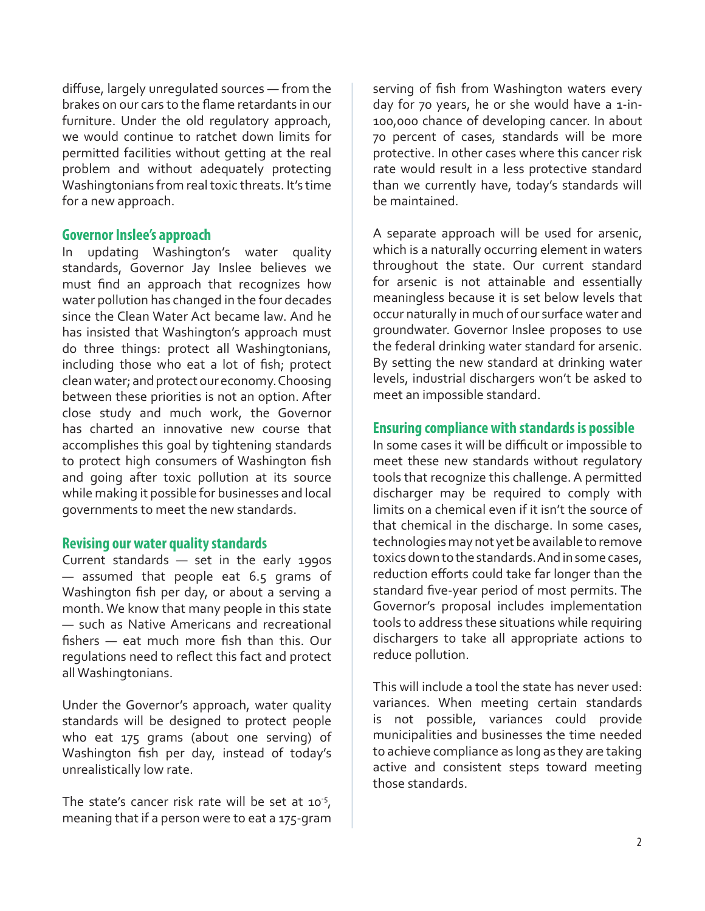diffuse, largely unregulated sources — from the brakes on our cars to the flame retardants in our furniture. Under the old regulatory approach, we would continue to ratchet down limits for permitted facilities without getting at the real problem and without adequately protecting Washingtonians from real toxic threats. It's time for a new approach.

## Governor Inslee's approach

In updating Washington's water quality standards, Governor Jay Inslee believes we must find an approach that recognizes how water pollution has changed in the four decades since the Clean Water Act became law. And he has insisted that Washington's approach must do three things: protect all Washingtonians, including those who eat a lot of fish; protect clean water; and protect our economy. Choosing between these priorities is not an option. After close study and much work, the Governor has charted an innovative new course that accomplishes this goal by tightening standards to protect high consumers of Washington fish and going after toxic pollution at its source while making it possible for businesses and local governments to meet the new standards.

## Revising our water quality standards

Current standards — set in the early 1990s — assumed that people eat 6.5 grams of Washington fish per day, or about a serving a month. We know that many people in this state — such as Native Americans and recreational fishers — eat much more fish than this. Our regulations need to reflect this fact and protect all Washingtonians.

Under the Governor's approach, water quality standards will be designed to protect people who eat 175 grams (about one serving) of Washington fish per day, instead of today's unrealistically low rate.

The state's cancer risk rate will be set at $10^{-5}$, meaning that if a person were to eat a 175-gram serving of fish from Washington waters every day for 70 years, he or she would have a 1-in-100,000 chance of developing cancer. In about 70 percent of cases, standards will be more protective. In other cases where this cancer risk rate would result in a less protective standard than we currently have, today's standards will be maintained.

A separate approach will be used for arsenic, which is a naturally occurring element in waters throughout the state. Our current standard for arsenic is not attainable and essentially meaningless because it is set below levels that occur naturally in much of our surface water and groundwater. Governor Inslee proposes to use the federal drinking water standard for arsenic. By setting the new standard at drinking water levels, industrial dischargers won't be asked to meet an impossible standard.

## Ensuring compliance with standards is possible

In some cases it will be difficult or impossible to meet these new standards without regulatory tools that recognize this challenge. A permitted discharger may be required to comply with limits on a chemical even if it isn't the source of that chemical in the discharge. In some cases, technologies may not yet be available to remove toxics down to the standards. And in some cases, reduction efforts could take far longer than the standard five-year period of most permits. The Governor's proposal includes implementation tools to address these situations while requiring dischargers to take all appropriate actions to reduce pollution.

This will include a tool the state has never used: variances. When meeting certain standards is not possible, variances could provide municipalities and businesses the time needed to achieve compliance as long as they are taking active and consistent steps toward meeting those standards.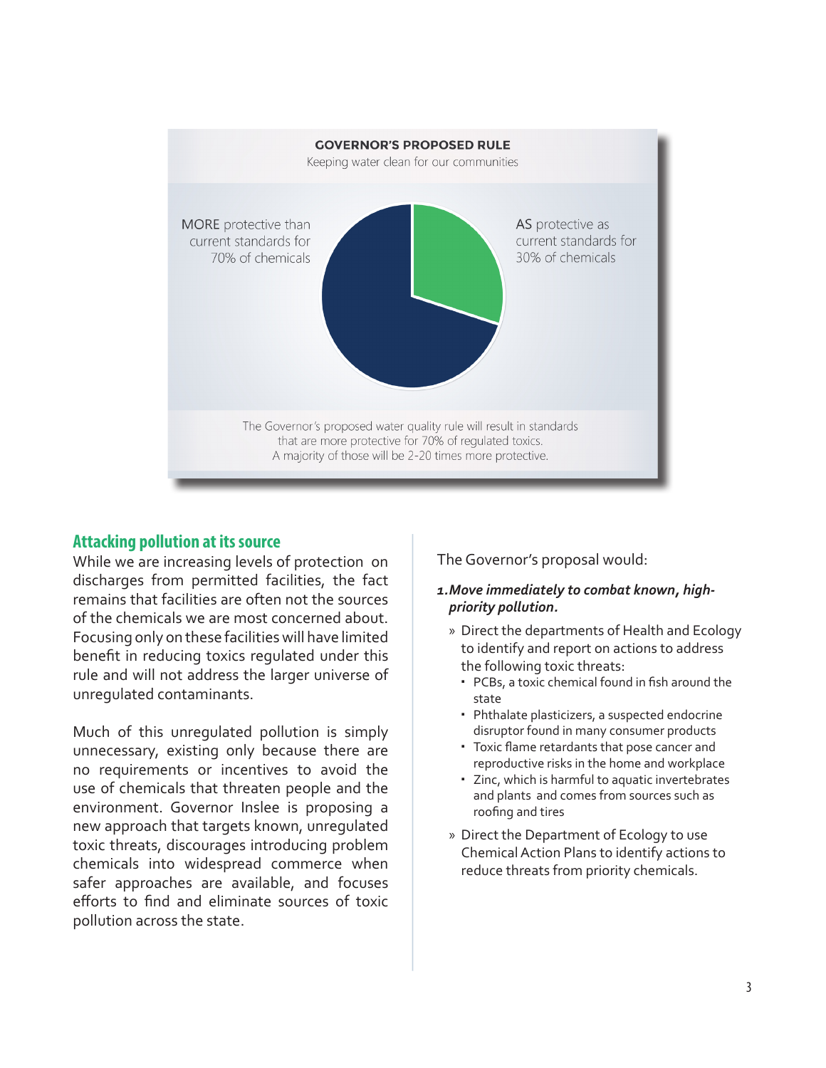**GOVERNOR'S PROPOSED RULE**

Keeping water clean for our communities

MORE protective than current standards for 70% of chemicals

AS protective as current standards for 30% of chemicals

The Governor's proposed water quality rule will result in standards that are more protective for 70% of regulated toxics. A majority of those will be 2-20 times more protective.

## Attacking pollution at its source

While we are increasing levels of protection on discharges from permitted facilities, the fact remains that facilities are often not the sources of the chemicals we are most concerned about. Focusing only on these facilities will have limited benefit in reducing toxics regulated under this rule and will not address the larger universe of unregulated contaminants.

Much of this unregulated pollution is simply unnecessary, existing only because there are no requirements or incentives to avoid the use of chemicals that threaten people and the environment. Governor Inslee is proposing a new approach that targets known, unregulated toxic threats, discourages introducing problem chemicals into widespread commerce when safer approaches are available, and focuses efforts to find and eliminate sources of toxic pollution across the state.

The Governor's proposal would:

1. ***Move immediately to combat known, high-priority pollution.***
   - Direct the departments of Health and Ecology to identify and report on actions to address the following toxic threats:
     - PCBs, a toxic chemical found in fish around the state
     - Phthalate plasticizers, a suspected endocrine disruptor found in many consumer products
     - Toxic flame retardants that pose cancer and reproductive risks in the home and workplace
     - Zinc, which is harmful to aquatic invertebrates and plants and comes from sources such as roofing and tires
   - Direct the Department of Ecology to use Chemical Action Plans to identify actions to reduce threats from priority chemicals.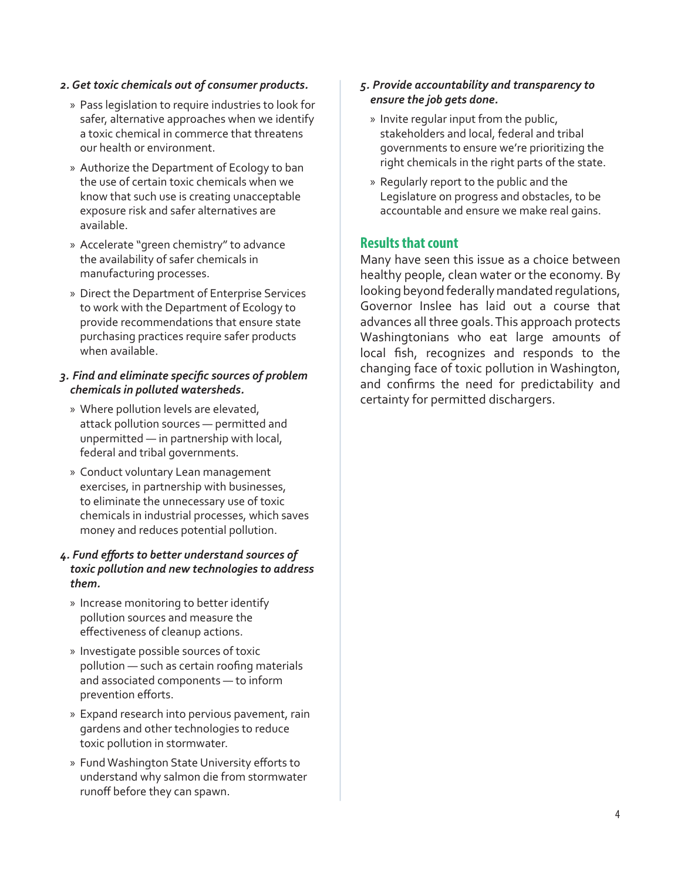*2. Get toxic chemicals out of consumer products.*

- Pass legislation to require industries to look for safer, alternative approaches when we identify a toxic chemical in commerce that threatens our health or environment.
- Authorize the Department of Ecology to ban the use of certain toxic chemicals when we know that such use is creating unacceptable exposure risk and safer alternatives are available.
- Accelerate "green chemistry" to advance the availability of safer chemicals in manufacturing processes.
- Direct the Department of Enterprise Services to work with the Department of Ecology to provide recommendations that ensure state purchasing practices require safer products when available.

*3. Find and eliminate specific sources of problem chemicals in polluted watersheds.*

- Where pollution levels are elevated, attack pollution sources — permitted and unpermitted — in partnership with local, federal and tribal governments.
- Conduct voluntary Lean management exercises, in partnership with businesses, to eliminate the unnecessary use of toxic chemicals in industrial processes, which saves money and reduces potential pollution.

*4. Fund efforts to better understand sources of toxic pollution and new technologies to address them.*

- Increase monitoring to better identify pollution sources and measure the effectiveness of cleanup actions.
- Investigate possible sources of toxic pollution — such as certain roofing materials and associated components — to inform prevention efforts.
- Expand research into pervious pavement, rain gardens and other technologies to reduce toxic pollution in stormwater.
- Fund Washington State University efforts to understand why salmon die from stormwater runoff before they can spawn.

*5. Provide accountability and transparency to ensure the job gets done.*

- Invite regular input from the public, stakeholders and local, federal and tribal governments to ensure we're prioritizing the right chemicals in the right parts of the state.
- Regularly report to the public and the Legislature on progress and obstacles, to be accountable and ensure we make real gains.

## Results that count

Many have seen this issue as a choice between healthy people, clean water or the economy. By looking beyond federally mandated regulations, Governor Inslee has laid out a course that advances all three goals. This approach protects Washingtonians who eat large amounts of local fish, recognizes and responds to the changing face of toxic pollution in Washington, and confirms the need for predictability and certainty for permitted dischargers.